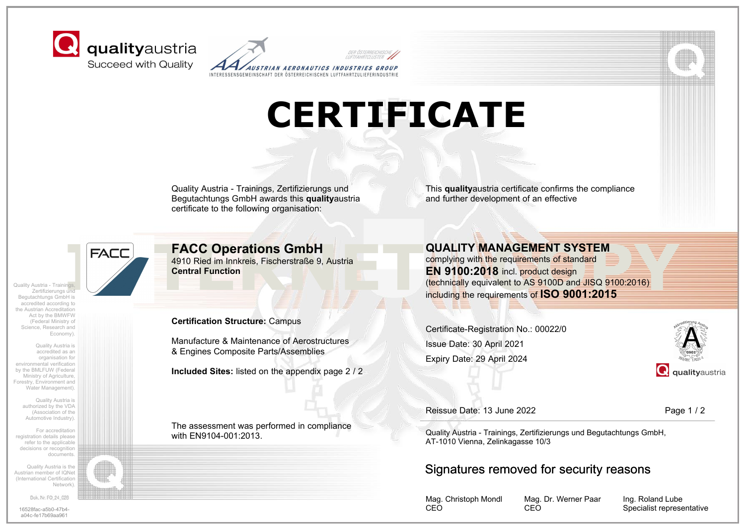qualityaustria
Succeed with Quality

AUSTRIAN AERONAUTICS INDUSTRIES GROUP
INTERESSENSGEMEINSCHAFT DER ÖSTERREICHISCHEN LUFTFAHRTZULIEFERINDUSTRIE

DER ÖSTERREICHISCHE LUFTFAHRTCLUSTER

# CERTIFICATE

Quality Austria - Trainings, Zertifizierungs und Begutachtungs GmbH awards this **quality**austria certificate to the following organisation:

## FACC Operations GmbH

4910 Ried im Innkreis, Fischerstraße 9, Austria
**Central Function**

**Certification Structure:** Campus

Manufacture & Maintenance of Aerostructures & Engines Composite Parts/Assemblies

**Included Sites:** listed on the appendix page 2 / 2

The assessment was performed in compliance with EN9104-001:2013.

This **quality**austria certificate confirms the compliance and further development of an effective

## QUALITY MANAGEMENT SYSTEM

complying with the requirements of standard
**EN 9100:2018** incl. product design
(technically equivalent to AS 9100D and JISQ 9100:2016)
including the requirements of **ISO 9001:2015**

Certificate-Registration No.: 00022/0

Issue Date: 30 April 2021

Expiry Date: 29 April 2024

Reissue Date: 13 June 2022

Quality Austria - Trainings, Zertifizierungs und Begutachtungs GmbH,
AT-1010 Vienna, Zelinkagasse 10/3

Signatures removed for security reasons

| Mag. Christoph Mondl | Mag. Dr. Werner Paar | Ing. Roland Lube |
| --- | --- | --- |
| CEO | CEO | Specialist representative |

Quality Austria - Trainings, Zertifizierungs und Begutachtungs GmbH is accredited according to the Austrian Accreditation Act by the BMWFW (Federal Ministry of Science, Research and Economy).

Quality Austria is accredited as an organisation for environmental verification by the BMLFUW (Federal Ministry of Agriculture, Forestry, Environment and Water Management).

Quality Austria is authorized by the VDA (Association of the Automotive Industry).

For accreditation registration details please refer to the applicable decisions or recognition documents.

Quality Austria is the Austrian member of IQNet (International Certification Network).

Dok. Nr. FO_24_028

16528fac-a5b0-47b4-a04c-fe17b69aa961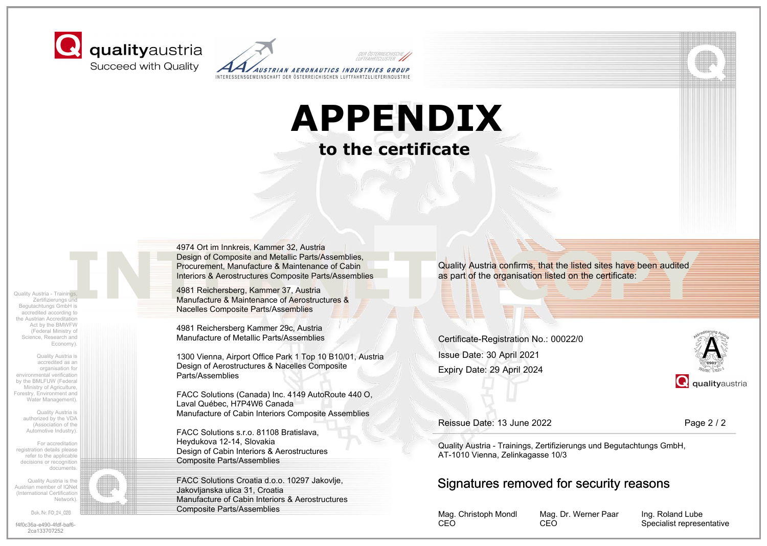qualityaustria
Succeed with Quality

AUSTRIAN AERONAUTICS INDUSTRIES GROUP
INTERESSENSGEMEINSCHAFT DER ÖSTERREICHISCHEN LUFTFAHRTZULIEFERINDUSTRIE

DER ÖSTERREICHISCHE LUFTFAHRTCLUSTER

# APPENDIX

## to the certificate

4974 Ort im Innkreis, Kammer 32, Austria
Design of Composite and Metallic Parts/Assemblies, Procurement, Manufacture & Maintenance of Cabin Interiors & Aerostructures Composite Parts/Assemblies

4981 Reichersberg, Kammer 37, Austria
Manufacture & Maintenance of Aerostructures & Nacelles Composite Parts/Assemblies

4981 Reichersberg Kammer 29c, Austria
Manufacture of Metallic Parts/Assemblies

1300 Vienna, Airport Office Park 1 Top 10 B10/01, Austria
Design of Aerostructures & Nacelles Composite Parts/Assemblies

FACC Solutions (Canada) Inc. 4149 AutoRoute 440 O, Laval Québec, H7P4W6 Canada
Manufacture of Cabin Interiors Composite Assemblies

FACC Solutions s.r.o. 81108 Bratislava, Heydukova 12-14, Slovakia
Design of Cabin Interiors & Aerostructures Composite Parts/Assemblies

FACC Solutions Croatia d.o.o. 10297 Jakovlje, Jakovljanska ulica 31, Croatia
Manufacture of Cabin Interiors & Aerostructures Composite Parts/Assemblies

Quality Austria confirms, that the listed sites have been audited as part of the organisation listed on the certificate:

Certificate-Registration No.: 00022/0
Issue Date: 30 April 2021
Expiry Date: 29 April 2024

Reissue Date: 13 June 2022

Quality Austria - Trainings, Zertifizierungs und Begutachtungs GmbH,
AT-1010 Vienna, Zelinkagasse 10/3

Signatures removed for security reasons

| | | |
|---|---|---|
| Mag. Christoph Mondl<br>CEO | Mag. Dr. Werner Paar<br>CEO | Ing. Roland Lube<br>Specialist representative |

Quality Austria - Trainings, Zertifizierungs und Begutachtungs GmbH is accredited according to the Austrian Accreditation Act by the BMWFW (Federal Ministry of Science, Research and Economy).

Quality Austria is accredited as an organisation for environmental verification by the BMLFUW (Federal Ministry of Agriculture, Forestry, Environment and Water Management).

Quality Austria is authorized by the VDA (Association of the Automotive Industry).

For accreditation registration details please refer to the applicable decisions or recognition documents.

Quality Austria is the Austrian member of IQNet (International Certification Network).

Dok. Nr. FO_24_028

f4f0c36a-e490-4fdf-baf6-2ca133707252

Akkreditierung Austria 0901 ISO/IEC 17021-1

qualityaustria